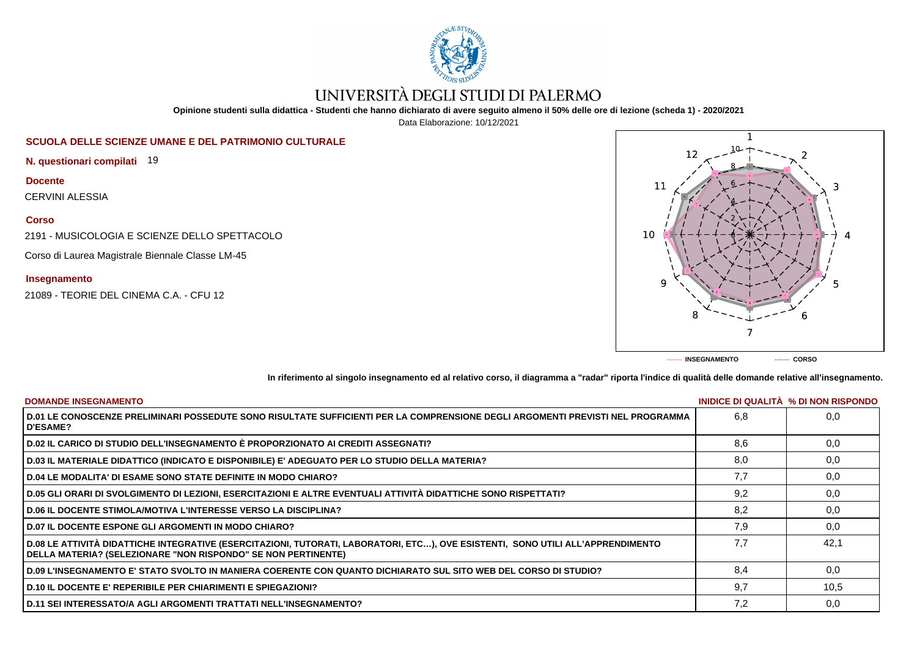# UNIVERSITÀ DEGLI STUDI DI PALERMO

**Opinione studenti sulla didattica - Studenti che hanno dichiarato di avere seguito almeno il 50% delle ore di lezione (scheda 1) - 2020/2021**

Data Elaborazione: 10/12/2021

## SCUOLA DELLE SCIENZE UMANE E DEL PATRIMONIO CULTURALE

**N. questionari compilati** 19

**Docente**

CERVINI ALESSIA

**Corso**

2191 - MUSICOLOGIA E SCIENZE DELLO SPETTACOLO

Corso di Laurea Magistrale Biennale Classe LM-45

**Insegnamento**

21089 - TEORIE DEL CINEMA C.A. - CFU 12

------- **INSEGNAMENTO** ------- **CORSO**

**In riferimento al singolo insegnamento ed al relativo corso, il diagramma a "radar" riporta l'indice di qualità delle domande relative all'insegnamento.**

| DOMANDE INSEGNAMENTO | INIDICE DI QUALITÀ | % DI NON RISPONDO |
|---|---|---|
| D.01 LE CONOSCENZE PRELIMINARI POSSEDUTE SONO RISULTATE SUFFICIENTI PER LA COMPRENSIONE DEGLI ARGOMENTI PREVISTI NEL PROGRAMMA D'ESAME? | 6,8 | 0,0 |
| D.02 IL CARICO DI STUDIO DELL'INSEGNAMENTO È PROPORZIONATO AI CREDITI ASSEGNATI? | 8,6 | 0,0 |
| D.03 IL MATERIALE DIDATTICO (INDICATO E DISPONIBILE) E' ADEGUATO PER LO STUDIO DELLA MATERIA? | 8,0 | 0,0 |
| D.04 LE MODALITA' DI ESAME SONO STATE DEFINITE IN MODO CHIARO? | 7,7 | 0,0 |
| D.05 GLI ORARI DI SVOLGIMENTO DI LEZIONI, ESERCITAZIONI E ALTRE EVENTUALI ATTIVITÀ DIDATTICHE SONO RISPETTATI? | 9,2 | 0,0 |
| D.06 IL DOCENTE STIMOLA/MOTIVA L'INTERESSE VERSO LA DISCIPLINA? | 8,2 | 0,0 |
| D.07 IL DOCENTE ESPONE GLI ARGOMENTI IN MODO CHIARO? | 7,9 | 0,0 |
| D.08 LE ATTIVITÀ DIDATTICHE INTEGRATIVE (ESERCITAZIONI, TUTORATI, LABORATORI, ETC…), OVE ESISTENTI, SONO UTILI ALL'APPRENDIMENTO DELLA MATERIA? (SELEZIONARE "NON RISPONDO" SE NON PERTINENTE) | 7,7 | 42,1 |
| D.09 L'INSEGNAMENTO E' STATO SVOLTO IN MANIERA COERENTE CON QUANTO DICHIARATO SUL SITO WEB DEL CORSO DI STUDIO? | 8,4 | 0,0 |
| D.10 IL DOCENTE E' REPERIBILE PER CHIARIMENTI E SPIEGAZIONI? | 9,7 | 10,5 |
| D.11 SEI INTERESSATO/A AGLI ARGOMENTI TRATTATI NELL'INSEGNAMENTO? | 7,2 | 0,0 |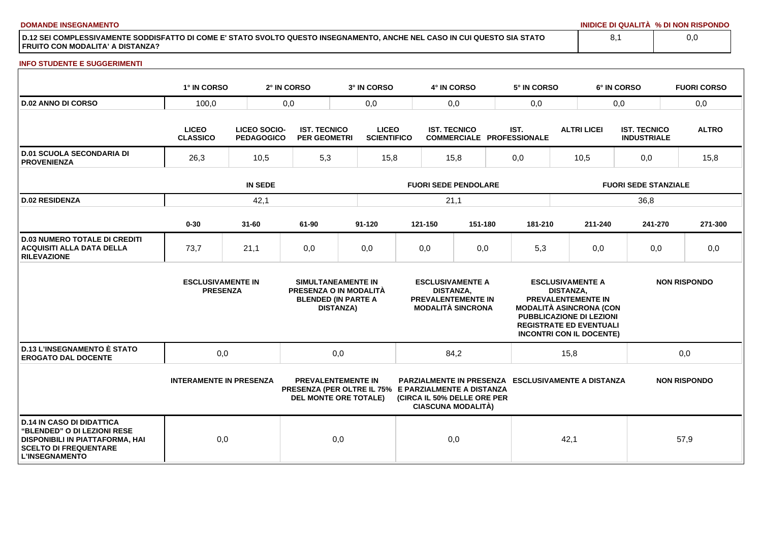**DOMANDE INSEGNAMENTO**

| | INIDICE DI QUALITÀ | % DI NON RISPONDO |
|---|---|---|
| D.12 SEI COMPLESSIVAMENTE SODDISFATTO DI COME E' STATO SVOLTO QUESTO INSEGNAMENTO, ANCHE NEL CASO IN CUI QUESTO SIA STATO FRUITO CON MODALITA' A DISTANZA? | 8,1 | 0,0 |

**INFO STUDENTE E SUGGERIMENTI**

| | 1° IN CORSO | 2° IN CORSO | 3° IN CORSO | 4° IN CORSO | 5° IN CORSO | 6° IN CORSO | FUORI CORSO |
|---|---|---|---|---|---|---|---|
| D.02 ANNO DI CORSO | 100,0 | 0,0 | 0,0 | 0,0 | 0,0 | 0,0 | 0,0 |

| | LICEO CLASSICO | LICEO SOCIO-PEDAGOGICO | IST. TECNICO PER GEOMETRI | LICEO SCIENTIFICO | IST. TECNICO COMMERCIALE | IST. PROFESSIONALE | ALTRI LICEI | IST. TECNICO INDUSTRIALE | ALTRO |
|---|---|---|---|---|---|---|---|---|---|
| D.01 SCUOLA SECONDARIA DI PROVENIENZA | 26,3 | 10,5 | 5,3 | 15,8 | 15,8 | 0,0 | 10,5 | 0,0 | 15,8 |

| | IN SEDE | FUORI SEDE PENDOLARE | FUORI SEDE STANZIALE |
|---|---|---|---|
| D.02 RESIDENZA | 42,1 | 21,1 | 36,8 |

| | 0-30 | 31-60 | 61-90 | 91-120 | 121-150 | 151-180 | 181-210 | 211-240 | 241-270 | 271-300 |
|---|---|---|---|---|---|---|---|---|---|---|
| D.03 NUMERO TOTALE DI CREDITI ACQUISITI ALLA DATA DELLA RILEVAZIONE | 73,7 | 21,1 | 0,0 | 0,0 | 0,0 | 0,0 | 5,3 | 0,0 | 0,0 | 0,0 |

| | ESCLUSIVAMENTE IN PRESENZA | SIMULTANEAMENTE IN PRESENZA O IN MODALITÀ BLENDED (IN PARTE A DISTANZA) | ESCLUSIVAMENTE A DISTANZA, PREVALENTEMENTE IN MODALITÀ SINCRONA | ESCLUSIVAMENTE A DISTANZA, PREVALENTEMENTE IN MODALITÀ ASINCRONA (CON PUBBLICAZIONE DI LEZIONI REGISTRATE ED EVENTUALI INCONTRI CON IL DOCENTE) | NON RISPONDO |
|---|---|---|---|---|---|
| D.13 L'INSEGNAMENTO È STATO EROGATO DAL DOCENTE | 0,0 | 0,0 | 84,2 | 15,8 | 0,0 |

| | INTERAMENTE IN PRESENZA | PREVALENTEMENTE IN PRESENZA (PER OLTRE IL 75% DEL MONTE ORE TOTALE) | PARZIALMENTE IN PRESENZA E PARZIALMENTE A DISTANZA (CIRCA IL 50% DELLE ORE PER CIASCUNA MODALITÀ) | ESCLUSIVAMENTE A DISTANZA | NON RISPONDO |
|---|---|---|---|---|---|
| D.14 IN CASO DI DIDATTICA "BLENDED" O DI LEZIONI RESE DISPONIBILI IN PIATTAFORMA, HAI SCELTO DI FREQUENTARE L'INSEGNAMENTO | 0,0 | 0,0 | 0,0 | 42,1 | 57,9 |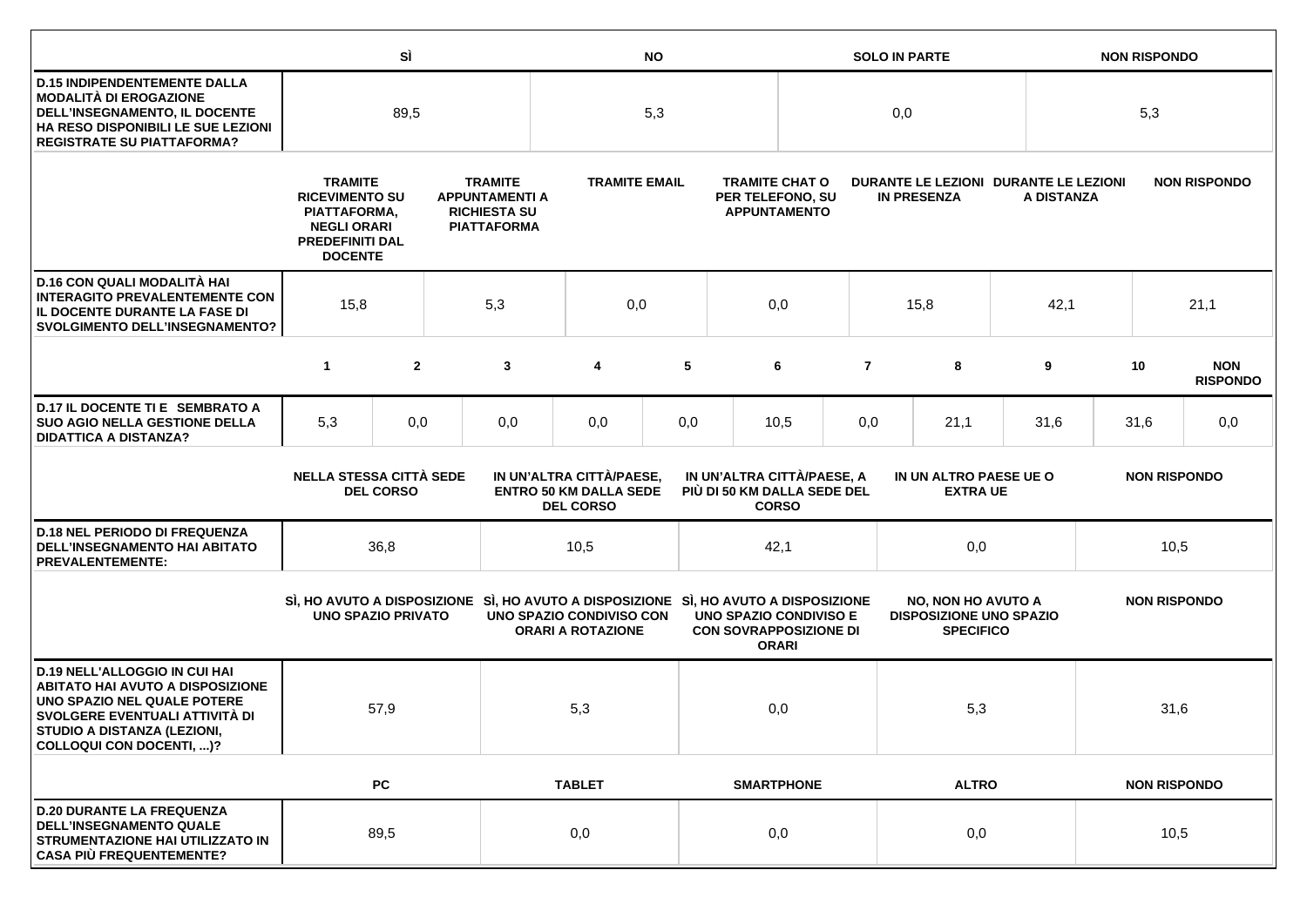| | SÌ | NO | SOLO IN PARTE | NON RISPONDO |
|---|---|---|---|---|
| **D.15 INDIPENDENTEMENTE DALLA MODALITÀ DI EROGAZIONE DELL'INSEGNAMENTO, IL DOCENTE HA RESO DISPONIBILI LE SUE LEZIONI REGISTRATE SU PIATTAFORMA?** | 89,5 | 5,3 | 0,0 | 5,3 |

| | TRAMITE RICEVIMENTO SU PIATTAFORMA, NEGLI ORARI PREDEFINITI DAL DOCENTE | TRAMITE APPUNTAMENTI A RICHIESTA SU PIATTAFORMA | TRAMITE EMAIL | TRAMITE CHAT O PER TELEFONO, SU APPUNTAMENTO | DURANTE LE LEZIONI IN PRESENZA | DURANTE LE LEZIONI A DISTANZA | NON RISPONDO |
|---|---|---|---|---|---|---|---|
| **D.16 CON QUALI MODALITÀ HAI INTERAGITO PREVALENTEMENTE CON IL DOCENTE DURANTE LA FASE DI SVOLGIMENTO DELL'INSEGNAMENTO?** | 15,8 | 5,3 | 0,0 | 0,0 | 15,8 | 42,1 | 21,1 |

| | 1 | 2 | 3 | 4 | 5 | 6 | 7 | 8 | 9 | 10 | NON RISPONDO |
|---|---|---|---|---|---|---|---|---|---|---|---|
| **D.17 IL DOCENTE TI E SEMBRATO A SUO AGIO NELLA GESTIONE DELLA DIDATTICA A DISTANZA?** | 5,3 | 0,0 | 0,0 | 0,0 | 0,0 | 10,5 | 0,0 | 21,1 | 31,6 | 31,6 | 0,0 |

| | NELLA STESSA CITTÀ SEDE DEL CORSO | IN UN'ALTRA CITTÀ/PAESE, ENTRO 50 KM DALLA SEDE DEL CORSO | IN UN'ALTRA CITTÀ/PAESE, A PIÙ DI 50 KM DALLA SEDE DEL CORSO | IN UN ALTRO PAESE UE O EXTRA UE | NON RISPONDO |
|---|---|---|---|---|---|
| **D.18 NEL PERIODO DI FREQUENZA DELL'INSEGNAMENTO HAI ABITATO PREVALENTEMENTE:** | 36,8 | 10,5 | 42,1 | 0,0 | 10,5 |

| | SÌ, HO AVUTO A DISPOSIZIONE UNO SPAZIO PRIVATO | SÌ, HO AVUTO A DISPOSIZIONE UNO SPAZIO CONDIVISO CON ORARI A ROTAZIONE | SÌ, HO AVUTO A DISPOSIZIONE UNO SPAZIO CONDIVISO E CON SOVRAPPOSIZIONE DI ORARI | NO, NON HO AVUTO A DISPOSIZIONE UNO SPAZIO SPECIFICO | NON RISPONDO |
|---|---|---|---|---|---|
| **D.19 NELL'ALLOGGIO IN CUI HAI ABITATO HAI AVUTO A DISPOSIZIONE UNO SPAZIO NEL QUALE POTERE SVOLGERE EVENTUALI ATTIVITÀ DI STUDIO A DISTANZA (LEZIONI, COLLOQUI CON DOCENTI, ...)?** | 57,9 | 5,3 | 0,0 | 5,3 | 31,6 |

| | PC | TABLET | SMARTPHONE | ALTRO | NON RISPONDO |
|---|---|---|---|---|---|
| **D.20 DURANTE LA FREQUENZA DELL'INSEGNAMENTO QUALE STRUMENTAZIONE HAI UTILIZZATO IN CASA PIÙ FREQUENTEMENTE?** | 89,5 | 0,0 | 0,0 | 0,0 | 10,5 |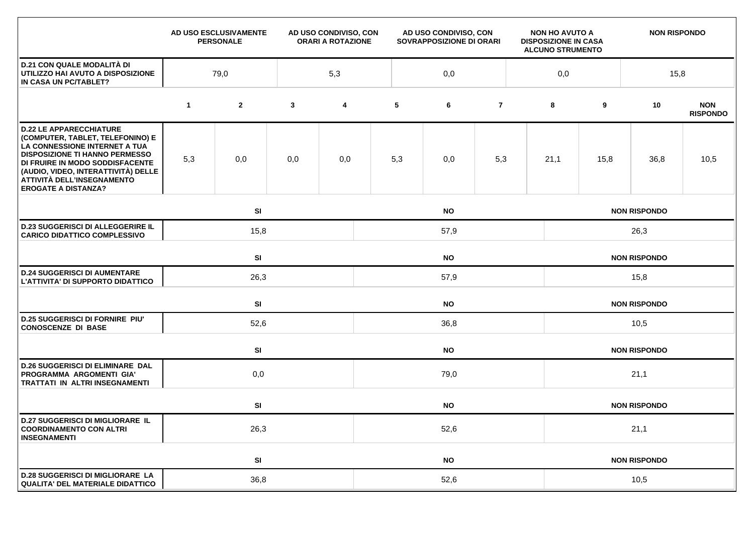| | AD USO ESCLUSIVAMENTE PERSONALE | AD USO CONDIVISO, CON ORARI A ROTAZIONE | AD USO CONDIVISO, CON SOVRAPPOSIZIONE DI ORARI | NON HO AVUTO A DISPOSIZIONE IN CASA ALCUNO STRUMENTO | NON RISPONDO |
|---|---|---|---|---|---|
| **D.21 CON QUALE MODALITÀ DI UTILIZZO HAI AVUTO A DISPOSIZIONE IN CASA UN PC/TABLET?** | 79,0 | 5,3 | 0,0 | 0,0 | 15,8 |

| | 1 | 2 | 3 | 4 | 5 | 6 | 7 | 8 | 9 | 10 | NON RISPONDO |
|---|---|---|---|---|---|---|---|---|---|---|---|
| **D.22 LE APPARECCHIATURE (COMPUTER, TABLET, TELEFONINO) E LA CONNESSIONE INTERNET A TUA DISPOSIZIONE TI HANNO PERMESSO DI FRUIRE IN MODO SODDISFACENTE (AUDIO, VIDEO, INTERATTIVITÀ) DELLE ATTIVITÀ DELL'INSEGNAMENTO EROGATE A DISTANZA?** | 5,3 | 0,0 | 0,0 | 0,0 | 5,3 | 0,0 | 5,3 | 21,1 | 15,8 | 36,8 | 10,5 |

| | SI | NO | NON RISPONDO |
|---|---|---|---|
| **D.23 SUGGERISCI DI ALLEGGERIRE IL CARICO DIDATTICO COMPLESSIVO** | 15,8 | 57,9 | 26,3 |
| **D.24 SUGGERISCI DI AUMENTARE L'ATTIVITA' DI SUPPORTO DIDATTICO** | 26,3 | 57,9 | 15,8 |
| **D.25 SUGGERISCI DI FORNIRE PIU' CONOSCENZE DI BASE** | 52,6 | 36,8 | 10,5 |
| **D.26 SUGGERISCI DI ELIMINARE DAL PROGRAMMA ARGOMENTI GIA' TRATTATI IN ALTRI INSEGNAMENTI** | 0,0 | 79,0 | 21,1 |
| **D.27 SUGGERISCI DI MIGLIORARE IL COORDINAMENTO CON ALTRI INSEGNAMENTI** | 26,3 | 52,6 | 21,1 |
| **D.28 SUGGERISCI DI MIGLIORARE LA QUALITA' DEL MATERIALE DIDATTICO** | 36,8 | 52,6 | 10,5 |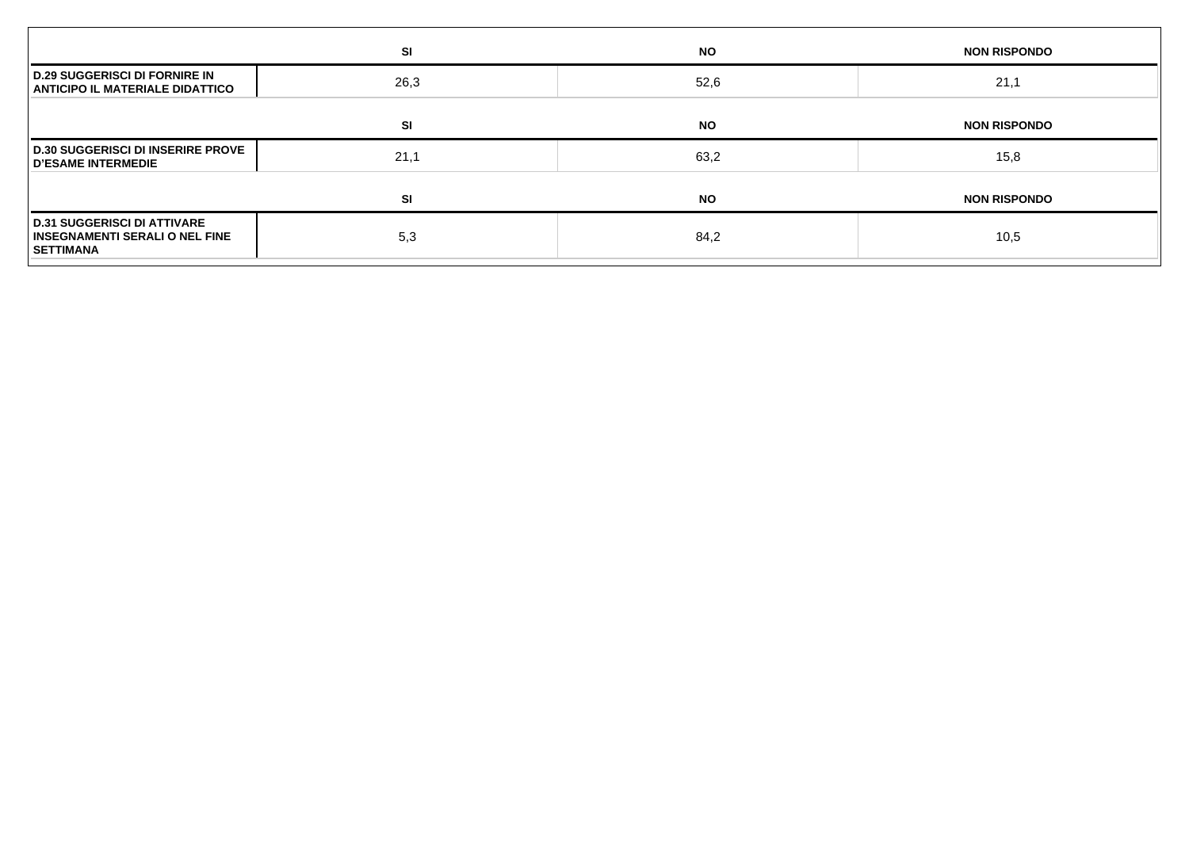| | SI | NO | NON RISPONDO |
|---|---|---|---|
| **D.29 SUGGERISCI DI FORNIRE IN ANTICIPO IL MATERIALE DIDATTICO** | 26,3 | 52,6 | 21,1 |

| | SI | NO | NON RISPONDO |
|---|---|---|---|
| **D.30 SUGGERISCI DI INSERIRE PROVE D'ESAME INTERMEDIE** | 21,1 | 63,2 | 15,8 |

| | SI | NO | NON RISPONDO |
|---|---|---|---|
| **D.31 SUGGERISCI DI ATTIVARE INSEGNAMENTI SERALI O NEL FINE SETTIMANA** | 5,3 | 84,2 | 10,5 |